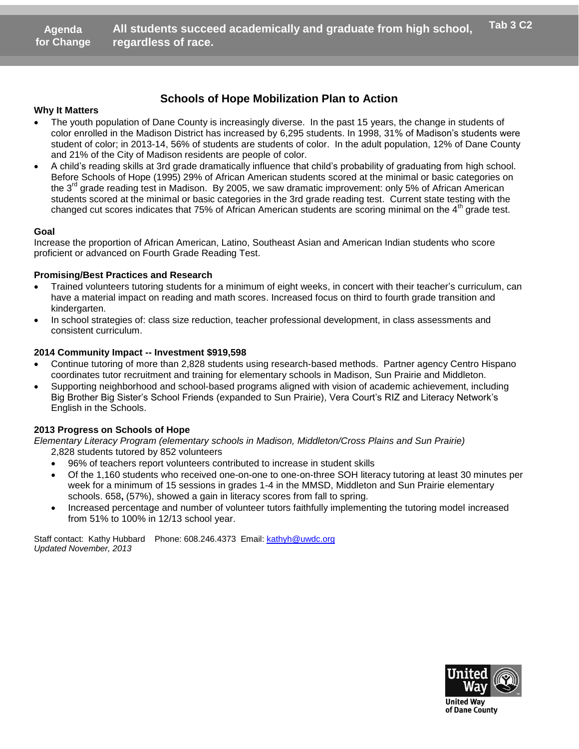**Agenda for Change** — **All students succeed academically and graduate from high school, regardless of race.** — **Tab 3 C2**

# Schools of Hope Mobilization Plan to Action

**Why It Matters**

- The youth population of Dane County is increasingly diverse. In the past 15 years, the change in students of color enrolled in the Madison District has increased by 6,295 students. In 1998, 31% of Madison's students were student of color; in 2013-14, 56% of students are students of color. In the adult population, 12% of Dane County and 21% of the City of Madison residents are people of color.
- A child's reading skills at 3rd grade dramatically influence that child's probability of graduating from high school. Before Schools of Hope (1995) 29% of African American students scored at the minimal or basic categories on the 3rd grade reading test in Madison. By 2005, we saw dramatic improvement: only 5% of African American students scored at the minimal or basic categories in the 3rd grade reading test. Current state testing with the changed cut scores indicates that 75% of African American students are scoring minimal on the 4th grade test.

**Goal**

Increase the proportion of African American, Latino, Southeast Asian and American Indian students who score proficient or advanced on Fourth Grade Reading Test.

**Promising/Best Practices and Research**

- Trained volunteers tutoring students for a minimum of eight weeks, in concert with their teacher's curriculum, can have a material impact on reading and math scores. Increased focus on third to fourth grade transition and kindergarten.
- In school strategies of: class size reduction, teacher professional development, in class assessments and consistent curriculum.

**2014 Community Impact -- Investment $919,598**

- Continue tutoring of more than 2,828 students using research-based methods. Partner agency Centro Hispano coordinates tutor recruitment and training for elementary schools in Madison, Sun Prairie and Middleton.
- Supporting neighborhood and school-based programs aligned with vision of academic achievement, including Big Brother Big Sister's School Friends (expanded to Sun Prairie), Vera Court's RIZ and Literacy Network's English in the Schools.

**2013 Progress on Schools of Hope**

*Elementary Literacy Program (elementary schools in Madison, Middleton/Cross Plains and Sun Prairie)*

2,828 students tutored by 852 volunteers

- 96% of teachers report volunteers contributed to increase in student skills
- Of the 1,160 students who received one-on-one to one-on-three SOH literacy tutoring at least 30 minutes per week for a minimum of 15 sessions in grades 1-4 in the MMSD, Middleton and Sun Prairie elementary schools. 658**,** (57%), showed a gain in literacy scores from fall to spring.
- Increased percentage and number of volunteer tutors faithfully implementing the tutoring model increased from 51% to 100% in 12/13 school year.

Staff contact: Kathy Hubbard Phone: 608.246.4373 Email: kathyh@uwdc.org

*Updated November, 2013*

United Way of Dane County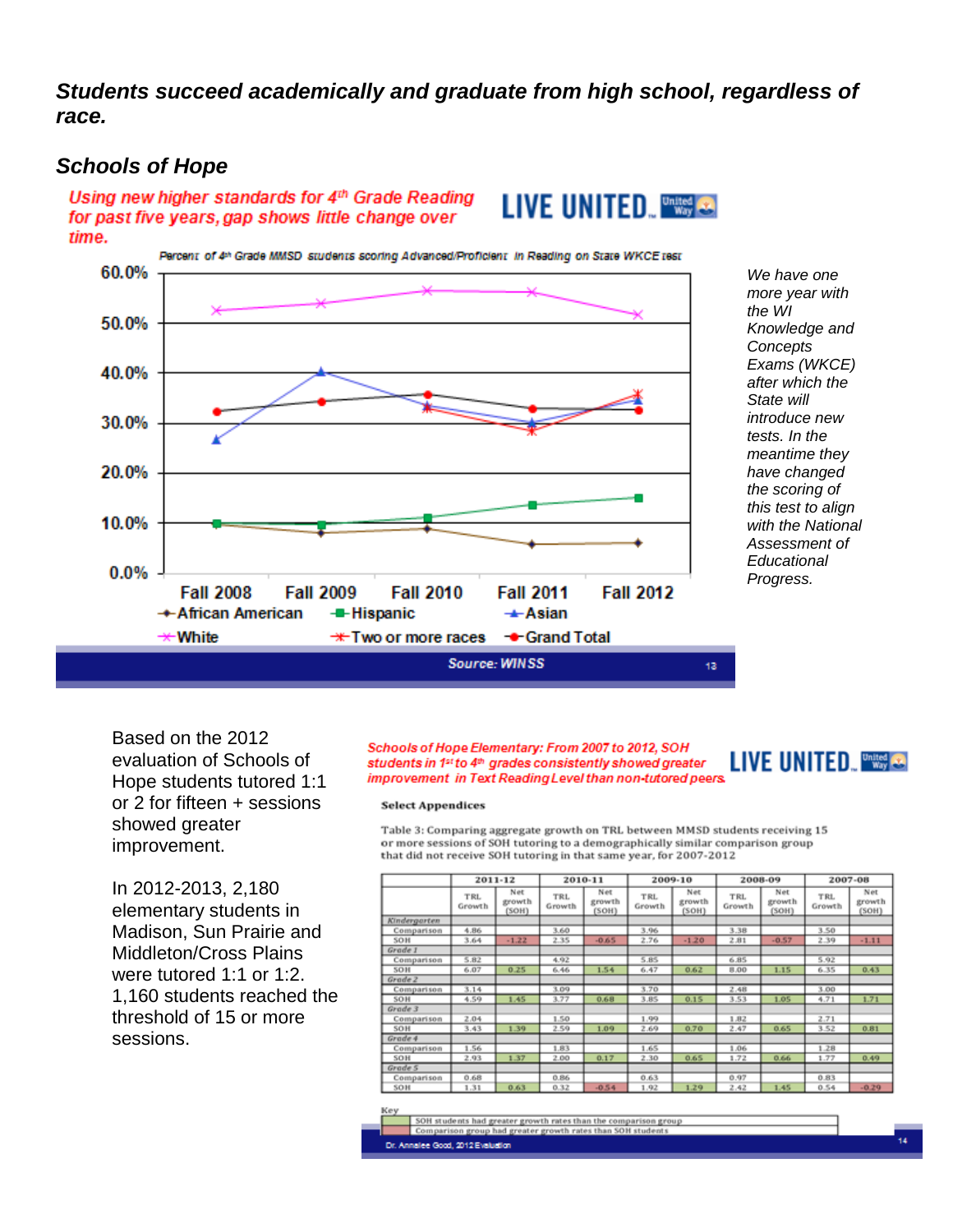***Students succeed academically and graduate from high school, regardless of race.***

## *Schools of Hope*

*Using new higher standards for 4th Grade Reading for past five years, gap shows little change over time.*

LIVE UNITED. United Way

Percent of 4th Grade MMSD students scoring Advanced/Proficient in Reading on State WKCE test

60.0%
50.0%
40.0%
30.0%
20.0%
10.0%
0.0%

Fall 2008 Fall 2009 Fall 2010 Fall 2011 Fall 2012

African American, Hispanic, Asian, White, Two or more races, Grand Total

Source: WINSS

*We have one more year with the WI Knowledge and Concepts Exams (WKCE) after which the State will introduce new tests. In the meantime they have changed the scoring of this test to align with the National Assessment of Educational Progress.*

Based on the 2012 evaluation of Schools of Hope students tutored 1:1 or 2 for fifteen + sessions showed greater improvement.

In 2012-2013, 2,180 elementary students in Madison, Sun Prairie and Middleton/Cross Plains were tutored 1:1 or 1:2. 1,160 students reached the threshold of 15 or more sessions.

*Schools of Hope Elementary: From 2007 to 2012, SOH students in 1st to 4th grades consistently showed greater improvement in Text Reading Level than non-tutored peers.*

LIVE UNITED. United Way

**Select Appendices**

Table 3: Comparing aggregate growth on TRL between MMSD students receiving 15 or more sessions of SOH tutoring to a demographically similar comparison group that did not receive SOH tutoring in that same year, for 2007-2012

| | 2011-12 | | 2010-11 | | 2009-10 | | 2008-09 | | 2007-08 | |
|---|---|---|---|---|---|---|---|---|---|---|
| | TRL Growth | Net growth (SOH) | TRL Growth | Net growth (SOH) | TRL Growth | Net growth (SOH) | TRL Growth | Net growth (SOH) | TRL Growth | Net growth (SOH) |
| *Kindergarten* | | | | | | | | | | |
| Comparison | 4.86 | | 3.60 | | 3.96 | | 3.38 | | 3.50 | |
| SOH | 3.64 | -1.22 | 2.35 | -0.65 | 2.76 | -1.20 | 2.81 | -0.57 | 2.39 | -1.11 |
| *Grade 1* | | | | | | | | | | |
| Comparison | 5.82 | | 4.92 | | 5.85 | | 6.85 | | 5.92 | |
| SOH | 6.07 | 0.25 | 6.46 | 1.54 | 6.47 | 0.62 | 8.00 | 1.15 | 6.35 | 0.43 |
| *Grade 2* | | | | | | | | | | |
| Comparison | 3.14 | | 3.09 | | 3.70 | | 2.48 | | 3.00 | |
| SOH | 4.59 | 1.45 | 3.77 | 0.68 | 3.85 | 0.15 | 3.53 | 1.05 | 4.71 | 1.71 |
| *Grade 3* | | | | | | | | | | |
| Comparison | 2.04 | | 1.50 | | 1.99 | | 1.82 | | 2.71 | |
| SOH | 3.43 | 1.39 | 2.59 | 1.09 | 2.69 | 0.70 | 2.47 | 0.65 | 3.52 | 0.81 |
| *Grade 4* | | | | | | | | | | |
| Comparison | 1.56 | | 1.83 | | 1.65 | | 1.06 | | 1.28 | |
| SOH | 2.93 | 1.37 | 2.00 | 0.17 | 2.30 | 0.65 | 1.72 | 0.66 | 1.77 | 0.49 |
| *Grade 5* | | | | | | | | | | |
| Comparison | 0.68 | | 0.86 | | 0.63 | | 0.97 | | 0.83 | |
| SOH | 1.31 | 0.63 | 0.32 | -0.54 | 1.92 | 1.29 | 2.42 | 1.45 | 0.54 | -0.29 |

Key
- SOH students had greater growth rates than the comparison group
- Comparison group had greater growth rates than SOH students

Dr. Annalee Good, 2012 Evaluation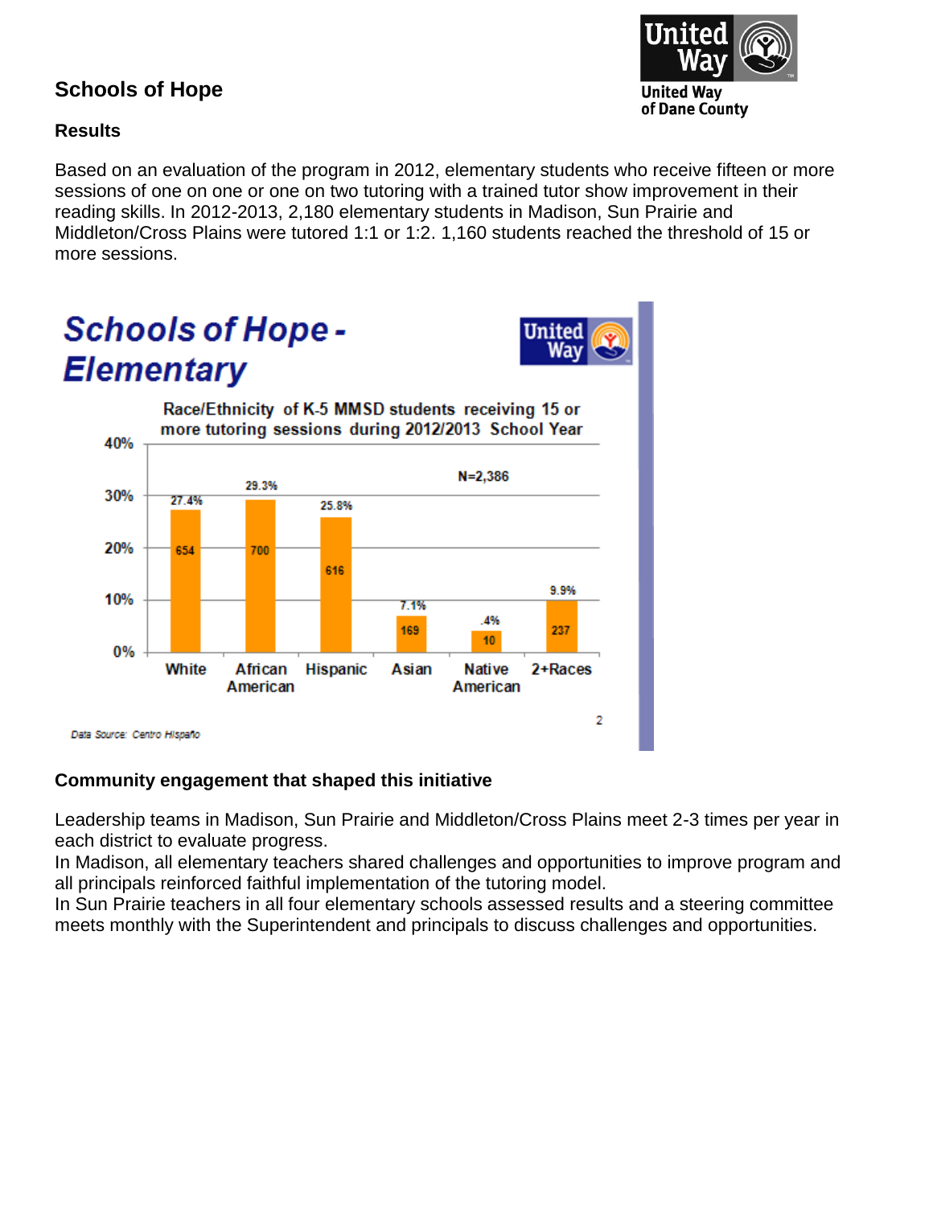## Schools of Hope

United Way
United Way of Dane County

### Results

Based on an evaluation of the program in 2012, elementary students who receive fifteen or more sessions of one on one or one on two tutoring with a trained tutor show improvement in their reading skills. In 2012-2013, 2,180 elementary students in Madison, Sun Prairie and Middleton/Cross Plains were tutored 1:1 or 1:2. 1,160 students reached the threshold of 15 or more sessions.

**Schools of Hope - Elementary**

United Way

Race/Ethnicity of K-5 MMSD students receiving 15 or more tutoring sessions during 2012/2013 School Year

N=2,386

40%
30%
20%
10%
0%

White: 27.4%, 654
African American: 29.3%, 700
Hispanic: 25.8%, 616
Asian: 7.1%, 169
Native American: .4%, 10
2+Races: 9.9%, 237

Data Source: Centro Hispaño

2

### Community engagement that shaped this initiative

Leadership teams in Madison, Sun Prairie and Middleton/Cross Plains meet 2-3 times per year in each district to evaluate progress.
In Madison, all elementary teachers shared challenges and opportunities to improve program and all principals reinforced faithful implementation of the tutoring model.
In Sun Prairie teachers in all four elementary schools assessed results and a steering committee meets monthly with the Superintendent and principals to discuss challenges and opportunities.